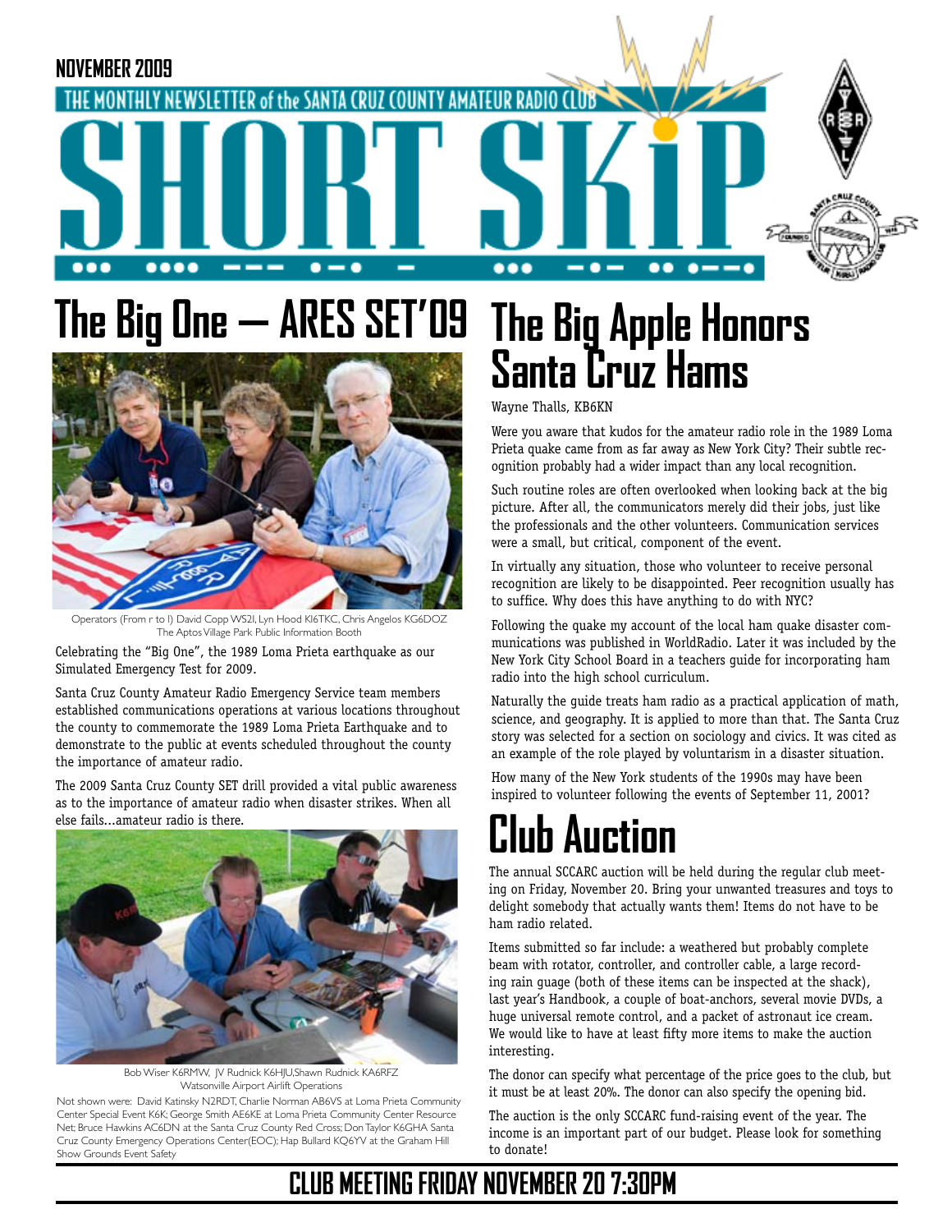NOVEMBER 2009

THE MONTHLY NEWSLETTER of the SANTA CRUZ COUNTY AMATEUR RADIO CLUB

# SHORT SKiP

## The Big One — ARES SET'09

Operators (From r to l) David Copp WS2I, Lyn Hood KI6TKC, Chris Angelos KG6DOZ
The Aptos Village Park Public Information Booth

Celebrating the "Big One", the 1989 Loma Prieta earthquake as our Simulated Emergency Test for 2009.

Santa Cruz County Amateur Radio Emergency Service team members established communications operations at various locations throughout the county to commemorate the 1989 Loma Prieta Earthquake and to demonstrate to the public at events scheduled throughout the county the importance of amateur radio.

The 2009 Santa Cruz County SET drill provided a vital public awareness as to the importance of amateur radio when disaster strikes. When all else fails...amateur radio is there.

Bob Wiser K6RMW, JV Rudnick K6HJU, Shawn Rudnick KA6RFZ
Watsonville Airport Airlift Operations

Not shown were: David Katinsky N2RDT, Charlie Norman AB6VS at Loma Prieta Community Center Special Event K6K; George Smith AE6KE at Loma Prieta Community Center Resource Net; Bruce Hawkins AC6DN at the Santa Cruz County Red Cross; Don Taylor K6GHA Santa Cruz County Emergency Operations Center(EOC); Hap Bullard KQ6YV at the Graham Hill Show Grounds Event Safety

## The Big Apple Honors Santa Cruz Hams

Wayne Thalls, KB6KN

Were you aware that kudos for the amateur radio role in the 1989 Loma Prieta quake came from as far away as New York City? Their subtle recognition probably had a wider impact than any local recognition.

Such routine roles are often overlooked when looking back at the big picture. After all, the communicators merely did their jobs, just like the professionals and the other volunteers. Communication services were a small, but critical, component of the event.

In virtually any situation, those who volunteer to receive personal recognition are likely to be disappointed. Peer recognition usually has to suffice. Why does this have anything to do with NYC?

Following the quake my account of the local ham quake disaster communications was published in WorldRadio. Later it was included by the New York City School Board in a teachers guide for incorporating ham radio into the high school curriculum.

Naturally the guide treats ham radio as a practical application of math, science, and geography. It is applied to more than that. The Santa Cruz story was selected for a section on sociology and civics. It was cited as an example of the role played by voluntarism in a disaster situation.

How many of the New York students of the 1990s may have been inspired to volunteer following the events of September 11, 2001?

## Club Auction

The annual SCCARC auction will be held during the regular club meeting on Friday, November 20. Bring your unwanted treasures and toys to delight somebody that actually wants them! Items do not have to be ham radio related.

Items submitted so far include: a weathered but probably complete beam with rotator, controller, and controller cable, a large recording rain guage (both of these items can be inspected at the shack), last year's Handbook, a couple of boat-anchors, several movie DVDs, a huge universal remote control, and a packet of astronaut ice cream. We would like to have at least fifty more items to make the auction interesting.

The donor can specify what percentage of the price goes to the club, but it must be at least 20%. The donor can also specify the opening bid.

The auction is the only SCCARC fund-raising event of the year. The income is an important part of our budget. Please look for something to donate!

**CLUB MEETING FRIDAY NOVEMBER 20 7:30PM**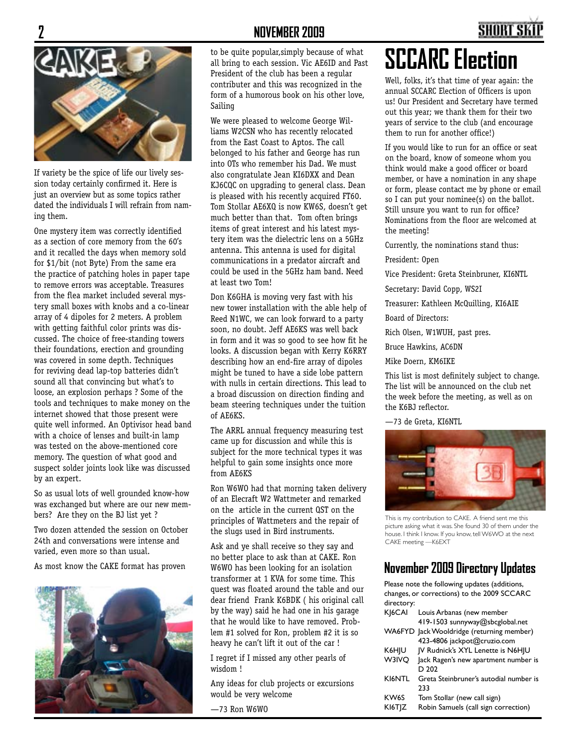If variety be the spice of life our lively session today certainly confirmed it. Here is just an overview but as some topics rather dated the individuals I will refrain from naming them.

One mystery item was correctly identified as a section of core memory from the 60's and it recalled the days when memory sold for $1/bit (not Byte) From the same era the practice of patching holes in paper tape to remove errors was acceptable. Treasures from the flea market included several mystery small boxes with knobs and a co-linear array of 4 dipoles for 2 meters. A problem with getting faithful color prints was discussed. The choice of free-standing towers their foundations, erection and grounding was covered in some depth. Techniques for reviving dead lap-top batteries didn't sound all that convincing but what's to loose, an explosion perhaps ? Some of the tools and techniques to make money on the internet showed that those present were quite well informed. An Optivisor head band with a choice of lenses and built-in lamp was tested on the above-mentioned core memory. The question of what good and suspect solder joints look like was discussed by an expert.

So as usual lots of well grounded know-how was exchanged but where are our new members? Are they on the BJ list yet ?

Two dozen attended the session on October 24th and conversations were intense and varied, even more so than usual.

As most know the CAKE format has proven to be quite popular,simply because of what all bring to each session. Vic AE6ID and Past President of the club has been a regular contributer and this was recognized in the form of a humorous book on his other love, Sailing

We were pleased to welcome George Williams W2CSN who has recently relocated from the East Coast to Aptos. The call belonged to his father and George has run into OTs who remember his Dad. We must also congratulate Jean KI6DXX and Dean KJ6CQC on upgrading to general class. Dean is pleased with his recently acquired FT60. Tom Stollar AE6XQ is now KW6S, doesn't get much better than that. Tom often brings items of great interest and his latest mystery item was the dielectric lens on a 5GHz antenna. This antenna is used for digital communications in a predator aircraft and could be used in the 5GHz ham band. Need at least two Tom!

Don K6GHA is moving very fast with his new tower installation with the able help of Reed N1WC, we can look forward to a party soon, no doubt. Jeff AE6KS was well back in form and it was so good to see how fit he looks. A discussion began with Kerry K6RRY describing how an end-fire array of dipoles might be tuned to have a side lobe pattern with nulls in certain directions. This lead to a broad discussion on direction finding and beam steering techniques under the tuition of AE6KS.

The ARRL annual frequency measuring test came up for discussion and while this is subject for the more technical types it was helpful to gain some insights once more from AE6KS

Ron W6WO had that morning taken delivery of an Elecraft W2 Wattmeter and remarked on the article in the current QST on the principles of Wattmeters and the repair of the slugs used in Bird instruments.

Ask and ye shall receive so they say and no better place to ask than at CAKE. Ron W6WO has been looking for an isolation transformer at 1 KVA for some time. This quest was floated around the table and our dear friend Frank K6BDK ( his original call by the way) said he had one in his garage that he would like to have removed. Problem #1 solved for Ron, problem #2 it is so heavy he can't lift it out of the car !

I regret if I missed any other pearls of wisdom !

Any ideas for club projects or excursions would be very welcome

—73 Ron W6WO

# SCCARC Election

Well, folks, it's that time of year again: the annual SCCARC Election of Officers is upon us! Our President and Secretary have termed out this year; we thank them for their two years of service to the club (and encourage them to run for another office!)

If you would like to run for an office or seat on the board, know of someone whom you think would make a good officer or board member, or have a nomination in any shape or form, please contact me by phone or email so I can put your nominee(s) on the ballot. Still unsure you want to run for office? Nominations from the floor are welcomed at the meeting!

Currently, the nominations stand thus:

President: Open

Vice President: Greta Steinbruner, KI6NTL

Secretary: David Copp, WS2I

Treasurer: Kathleen McQuilling, KI6AIE

Board of Directors:

Rich Olsen, W1WUH, past pres.

Bruce Hawkins, AC6DN

Mike Doern, KM6IKE

This list is most definitely subject to change. The list will be announced on the club net the week before the meeting, as well as on the K6BJ reflector.

—73 de Greta, KI6NTL

This is my contribution to CAKE. A friend sent me this picture asking what it was. She found 30 of them under the house. I think I know. If you know, tell W6WO at the next CAKE meeting —K6EXT

## November 2009 Directory Updates

Please note the following updates (additions, changes, or corrections) to the 2009 SCCARC directory:

| | |
|---|---|
| KJ6CAI | Louis Arbanas (new member 419-1503 sunnyway@sbcglobal.net |
| WA6FYD | Jack Wooldridge (returning member) 423-4806 jackpot@cruzio.com |
| K6HJU | JV Rudnick's XYL Lenette is N6HJU |
| W3IVQ | Jack Ragen's new apartment number is D 202 |
| KI6NTL | Greta Steinbruner's autodial number is 233 |
| KW6S | Tom Stollar (new call sign) |
| KI6TJZ | Robin Samuels (call sign correction) |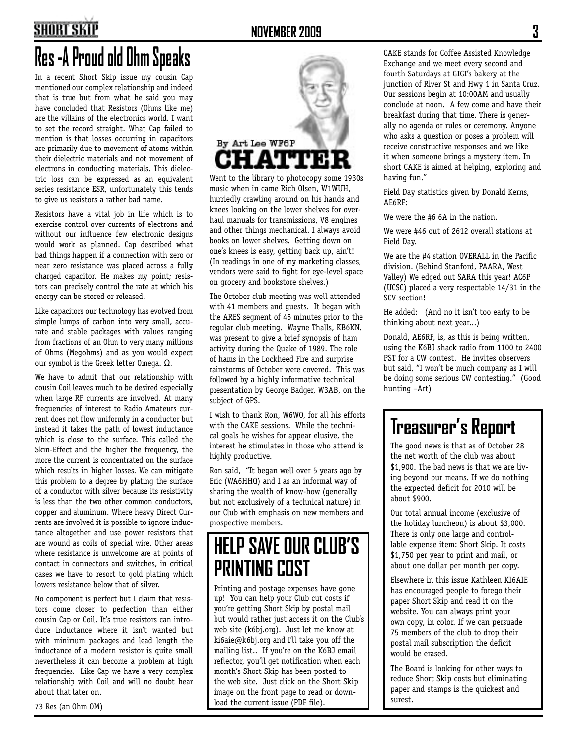# Res - A Proud old Ohm Speaks

In a recent Short Skip issue my cousin Cap mentioned our complex relationship and indeed that is true but from what he said you may have concluded that Resistors (Ohms like me) are the villains of the electronics world. I want to set the record straight. What Cap failed to mention is that losses occurring in capacitors are primarily due to movement of atoms within their dielectric materials and not movement of electrons in conducting materials. This dielectric loss can be expressed as an equivalent series resistance ESR, unfortunately this tends to give us resistors a rather bad name.

Resistors have a vital job in life which is to exercise control over currents of electrons and without our influence few electronic designs would work as planned. Cap described what bad things happen if a connection with zero or near zero resistance was placed across a fully charged capacitor. He makes my point; resistors can precisely control the rate at which his energy can be stored or released.

Like capacitors our technology has evolved from simple lumps of carbon into very small, accurate and stable packages with values ranging from fractions of an Ohm to very many millions of Ohms (Megohms) and as you would expect our symbol is the Greek letter Omega. Ω.

We have to admit that our relationship with cousin Coil leaves much to be desired especially when large RF currents are involved. At many frequencies of interest to Radio Amateurs current does not flow uniformly in a conductor but instead it takes the path of lowest inductance which is close to the surface. This called the Skin-Effect and the higher the frequency, the more the current is concentrated on the surface which results in higher losses. We can mitigate this problem to a degree by plating the surface of a conductor with silver because its resistivity is less than the two other common conductors, copper and aluminum. Where heavy Direct Currents are involved it is possible to ignore inductance altogether and use power resistors that are wound as coils of special wire. Other areas where resistance is unwelcome are at points of contact in connectors and switches, in critical cases we have to resort to gold plating which lowers resistance below that of silver.

No component is perfect but I claim that resistors come closer to perfection than either cousin Cap or Coil. It's true resistors can introduce inductance where it isn't wanted but with minimum packages and lead length the inductance of a modern resistor is quite small nevertheless it can become a problem at high frequencies. Like Cap we have a very complex relationship with Coil and will no doubt hear about that later on.

73 Res (an Ohm OM)

# CHATTER

By Art Lee WF6P

Went to the library to photocopy some 1930s music when in came Rich Olsen, W1WUH, hurriedly crawling around on his hands and knees looking on the lower shelves for overhaul manuals for transmissions, V8 engines and other things mechanical. I always avoid books on lower shelves. Getting down on one's knees is easy, getting back up, ain't! (In readings in one of my marketing classes, vendors were said to fight for eye-level space on grocery and bookstore shelves.)

The October club meeting was well attended with 41 members and guests. It began with the ARES segment of 45 minutes prior to the regular club meeting. Wayne Thalls, KB6KN, was present to give a brief synopsis of ham activity during the Quake of 1989. The role of hams in the Lockheed Fire and surprise rainstorms of October were covered. This was followed by a highly informative technical presentation by George Badger, W3AB, on the subject of GPS.

I wish to thank Ron, W6WO, for all his efforts with the CAKE sessions. While the technical goals he wishes for appear elusive, the interest he stimulates in those who attend is highly productive.

Ron said, "It began well over 5 years ago by Eric (WA6HHQ) and I as an informal way of sharing the wealth of know-how (generally but not exclusively of a technical nature) in our Club with emphasis on new members and prospective members.

CAKE stands for Coffee Assisted Knowledge Exchange and we meet every second and fourth Saturdays at GIGI's bakery at the junction of River St and Hwy 1 in Santa Cruz. Our sessions begin at 10:00AM and usually conclude at noon. A few come and have their breakfast during that time. There is generally no agenda or rules or ceremony. Anyone who asks a question or poses a problem will receive constructive responses and we like it when someone brings a mystery item. In short CAKE is aimed at helping, exploring and having fun."

Field Day statistics given by Donald Kerns, AE6RF:

We were the #6 6A in the nation.

We were #46 out of 2612 overall stations at Field Day.

We are the #4 station OVERALL in the Pacific division. (Behind Stanford, PAARA, West Valley) We edged out SARA this year! AC6P (UCSC) placed a very respectable 14/31 in the SCV section!

He added: (And no it isn't too early to be thinking about next year...)

Donald, AE6RF, is, as this is being written, using the K6BJ shack radio from 1100 to 2400 PST for a CW contest. He invites observers but said, "I won't be much company as I will be doing some serious CW contesting." (Good hunting –Art)

## HELP SAVE OUR CLUB'S PRINTING COST

Printing and postage expenses have gone up! You can help your Club cut costs if you're getting Short Skip by postal mail but would rather just access it on the Club's web site (k6bj.org). Just let me know at ki6aie@k6bj.org and I'll take you off the mailing list.. If you're on the K6BJ email reflector, you'll get notification when each month's Short Skip has been posted to the web site. Just click on the Short Skip image on the front page to read or download the current issue (PDF file).

## Treasurer's Report

The good news is that as of October 28 the net worth of the club was about $1,900. The bad news is that we are living beyond our means. If we do nothing the expected deficit for 2010 will be about $900.

Our total annual income (exclusive of the holiday luncheon) is about $3,000. There is only one large and controllable expense item: Short Skip. It costs $1,750 per year to print and mail, or about one dollar per month per copy.

Elsewhere in this issue Kathleen KI6AIE has encouraged people to forego their paper Short Skip and read it on the website. You can always print your own copy, in color. If we can persuade 75 members of the club to drop their postal mail subscription the deficit would be erased.

The Board is looking for other ways to reduce Short Skip costs but eliminating paper and stamps is the quickest and surest.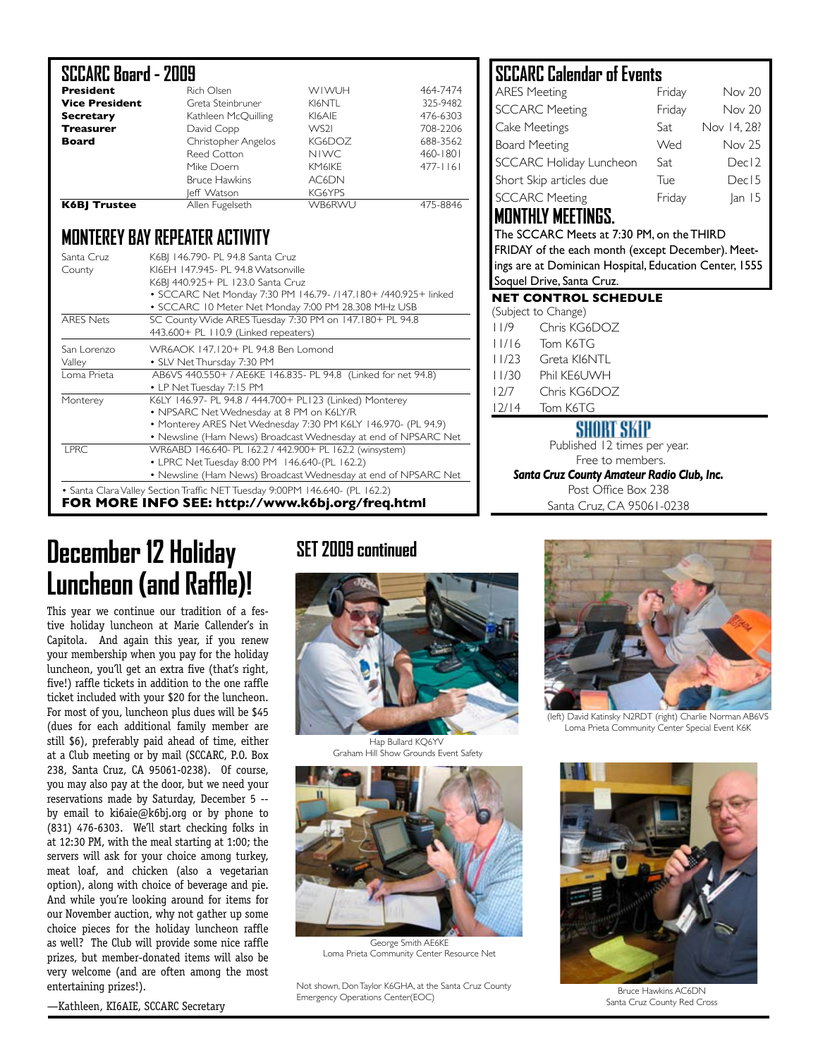## SCCARC Board - 2009

| | | | |
|---|---|---|---|
| **President** | Rich Olsen | W1WUH | 464-7474 |
| **Vice President** | Greta Steinbruner | KI6NTL | 325-9482 |
| **Secretary** | Kathleen McQuilling | KI6AIE | 476-6303 |
| **Treasurer** | David Copp | WS2I | 708-2206 |
| **Board** | Christopher Angelos | KG6DOZ | 688-3562 |
| | Reed Cotton | N1WC | 460-1801 |
| | Mike Doern | KM6IKE | 477-1161 |
| | Bruce Hawkins | AC6DN | |
| | Jeff Watson | KG6YPS | |
| **K6BJ Trustee** | Allen Fugelseth | WB6RWU | 475-8846 |

## MONTEREY BAY REPEATER ACTIVITY

| | |
|---|---|
| Santa Cruz County | K6BJ 146.790- PL 94.8 Santa Cruz<br>KI6EH 147.945- PL 94.8 Watsonville<br>K6BJ 440.925+ PL 123.0 Santa Cruz<br>• SCCARC Net Monday 7:30 PM 146.79- /147.180+ /440.925+ linked<br>• SCCARC 10 Meter Net Monday 7:00 PM 28.308 MHz USB |
| ARES Nets | SC County Wide ARES Tuesday 7:30 PM on 147.180+ PL 94.8<br>443.600+ PL 110.9 (Linked repeaters) |
| San Lorenzo Valley | WR6AOK 147.120+ PL 94.8 Ben Lomond<br>• SLV Net Thursday 7:30 PM |
| Loma Prieta | AB6VS 440.550+ / AE6KE 146.835- PL 94.8 (Linked for net 94.8)<br>• LP Net Tuesday 7:15 PM |
| Monterey | K6LY 146.97- PL 94.8 / 444.700+ PL123 (Linked) Monterey<br>• NPSARC Net Wednesday at 8 PM on K6LY/R<br>• Monterey ARES Net Wednesday 7:30 PM K6LY 146.970- (PL 94.9)<br>• Newsline (Ham News) Broadcast Wednesday at end of NPSARC Net |
| LPRC | WR6ABD 146.640- PL 162.2 / 442.900+ PL 162.2 (winsystem)<br>• LPRC Net Tuesday 8:00 PM 146.640-(PL 162.2)<br>• Newsline (Ham News) Broadcast Wednesday at end of NPSARC Net |

• Santa Clara Valley Section Traffic NET Tuesday 9:00PM 146.640- (PL 162.2)

**FOR MORE INFO SEE: http://www.k6bj.org/freq.html**

## SCCARC Calendar of Events

| | | |
|---|---|---|
| ARES Meeting | Friday | Nov 20 |
| SCCARC Meeting | Friday | Nov 20 |
| Cake Meetings | Sat | Nov 14, 28? |
| Board Meeting | Wed | Nov 25 |
| SCCARC Holiday Luncheon | Sat | Dec12 |
| Short Skip articles due | Tue | Dec15 |
| SCCARC Meeting | Friday | Jan 15 |

## MONTHLY MEETINGS.

The SCCARC Meets at 7:30 PM, on the THIRD FRIDAY of the each month (except December). Meetings are at Dominican Hospital, Education Center, 1555 Soquel Drive, Santa Cruz.

### NET CONTROL SCHEDULE

(Subject to Change)

| | |
|---|---|
| 11/9 | Chris KG6DOZ |
| 11/16 | Tom K6TG |
| 11/23 | Greta KI6NTL |
| 11/30 | Phil KE6UWH |
| 12/7 | Chris KG6DOZ |
| 12/14 | Tom K6TG |

**SHORT SKIP**

Published 12 times per year.
Free to members.
***Santa Cruz County Amateur Radio Club, Inc.***
Post Office Box 238
Santa Cruz, CA 95061-0238

# December 12 Holiday Luncheon (and Raffle)!

This year we continue our tradition of a festive holiday luncheon at Marie Callender's in Capitola. And again this year, if you renew your membership when you pay for the holiday luncheon, you'll get an extra five (that's right, five!) raffle tickets in addition to the one raffle ticket included with your $20 for the luncheon. For most of you, luncheon plus dues will be $45 (dues for each additional family member are still $6), preferably paid ahead of time, either at a Club meeting or by mail (SCCARC, P.O. Box 238, Santa Cruz, CA 95061-0238). Of course, you may also pay at the door, but we need your reservations made by Saturday, December 5 -- by email to ki6aie@k6bj.org or by phone to (831) 476-6303. We'll start checking folks in at 12:30 PM, with the meal starting at 1:00; the servers will ask for your choice among turkey, meat loaf, and chicken (also a vegetarian option), along with choice of beverage and pie. And while you're looking around for items for our November auction, why not gather up some choice pieces for the holiday luncheon raffle as well? The Club will provide some nice raffle prizes, but member-donated items will also be very welcome (and are often among the most entertaining prizes!).

—Kathleen, KI6AIE, SCCARC Secretary

## SET 2009 continued

Hap Bullard KQ6YV
Graham Hill Show Grounds Event Safety

George Smith AE6KE
Loma Prieta Community Center Resource Net

Not shown, Don Taylor K6GHA, at the Santa Cruz County Emergency Operations Center(EOC)

(left) David Katinsky N2RDT (right) Charlie Norman AB6VS
Loma Prieta Community Center Special Event K6K

Bruce Hawkins AC6DN
Santa Cruz County Red Cross